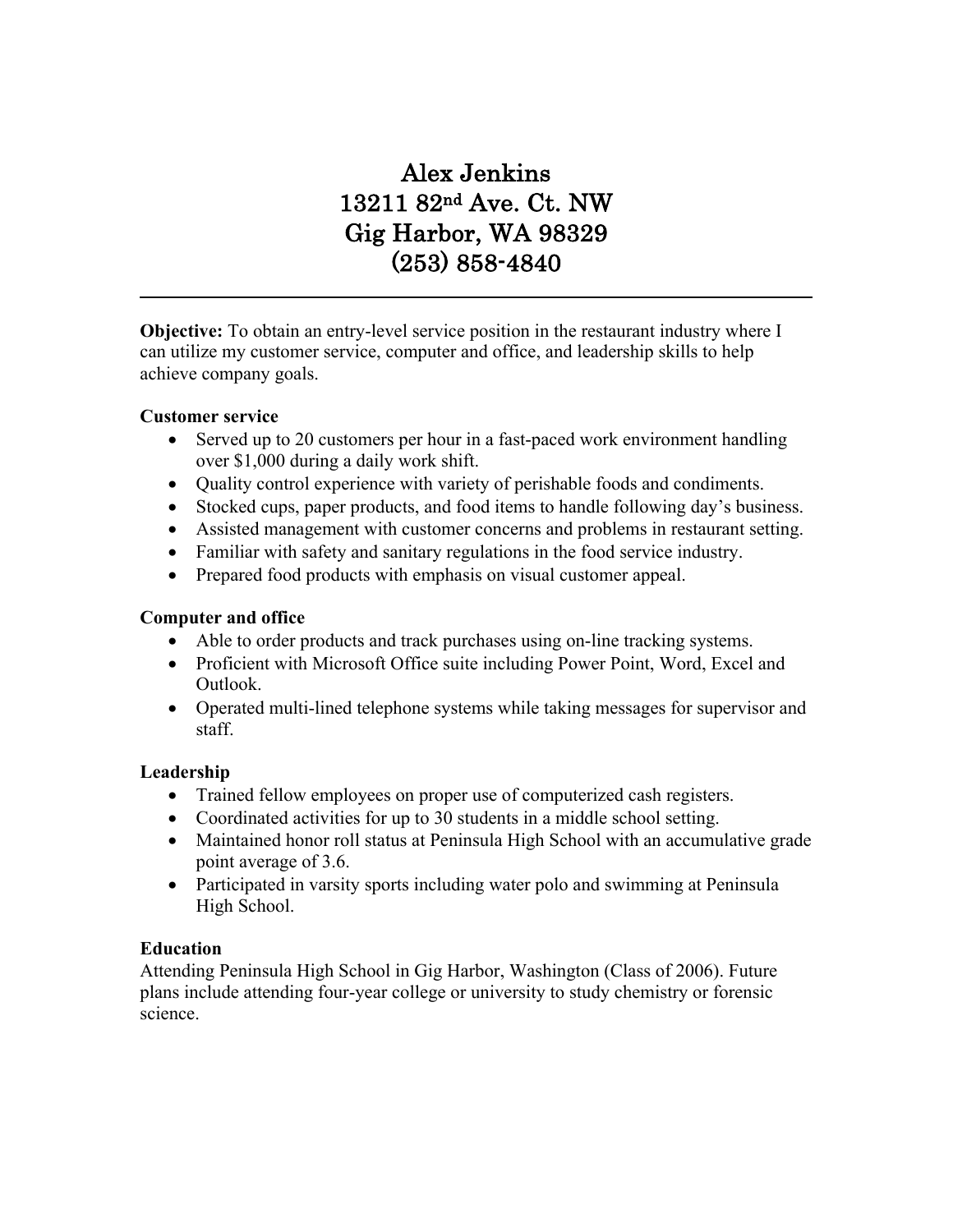# Alex Jenkins
# 13211 82nd Ave. Ct. NW
# Gig Harbor, WA 98329
# (253) 858-4840

---

**Objective:** To obtain an entry-level service position in the restaurant industry where I can utilize my customer service, computer and office, and leadership skills to help achieve company goals.

**Customer service**

- Served up to 20 customers per hour in a fast-paced work environment handling over $1,000 during a daily work shift.
- Quality control experience with variety of perishable foods and condiments.
- Stocked cups, paper products, and food items to handle following day's business.
- Assisted management with customer concerns and problems in restaurant setting.
- Familiar with safety and sanitary regulations in the food service industry.
- Prepared food products with emphasis on visual customer appeal.

**Computer and office**

- Able to order products and track purchases using on-line tracking systems.
- Proficient with Microsoft Office suite including Power Point, Word, Excel and Outlook.
- Operated multi-lined telephone systems while taking messages for supervisor and staff.

**Leadership**

- Trained fellow employees on proper use of computerized cash registers.
- Coordinated activities for up to 30 students in a middle school setting.
- Maintained honor roll status at Peninsula High School with an accumulative grade point average of 3.6.
- Participated in varsity sports including water polo and swimming at Peninsula High School.

**Education**

Attending Peninsula High School in Gig Harbor, Washington (Class of 2006). Future plans include attending four-year college or university to study chemistry or forensic science.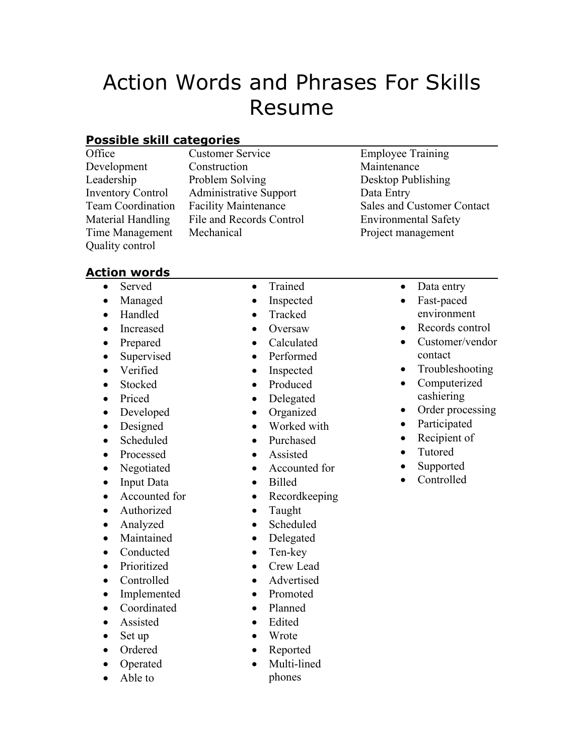# Action Words and Phrases For Skills Resume

## Possible skill categories

Office
Development
Leadership
Inventory Control
Team Coordination
Material Handling
Time Management
Quality control
Customer Service
Construction
Problem Solving
Administrative Support
Facility Maintenance
File and Records Control
Mechanical
Employee Training
Maintenance
Desktop Publishing
Data Entry
Sales and Customer Contact
Environmental Safety
Project management

## Action words

- Served
- Managed
- Handled
- Increased
- Prepared
- Supervised
- Verified
- Stocked
- Priced
- Developed
- Designed
- Scheduled
- Processed
- Negotiated
- Input Data
- Accounted for
- Authorized
- Analyzed
- Maintained
- Conducted
- Prioritized
- Controlled
- Implemented
- Coordinated
- Assisted
- Set up
- Ordered
- Operated
- Able to
- Trained
- Inspected
- Tracked
- Oversaw
- Calculated
- Performed
- Inspected
- Produced
- Delegated
- Organized
- Worked with
- Purchased
- Assisted
- Accounted for
- Billed
- Recordkeeping
- Taught
- Scheduled
- Delegated
- Ten-key
- Crew Lead
- Advertised
- Promoted
- Planned
- Edited
- Wrote
- Reported
- Multi-lined phones
- Data entry
- Fast-paced environment
- Records control
- Customer/vendor contact
- Troubleshooting
- Computerized cashiering
- Order processing
- Participated
- Recipient of
- Tutored
- Supported
- Controlled